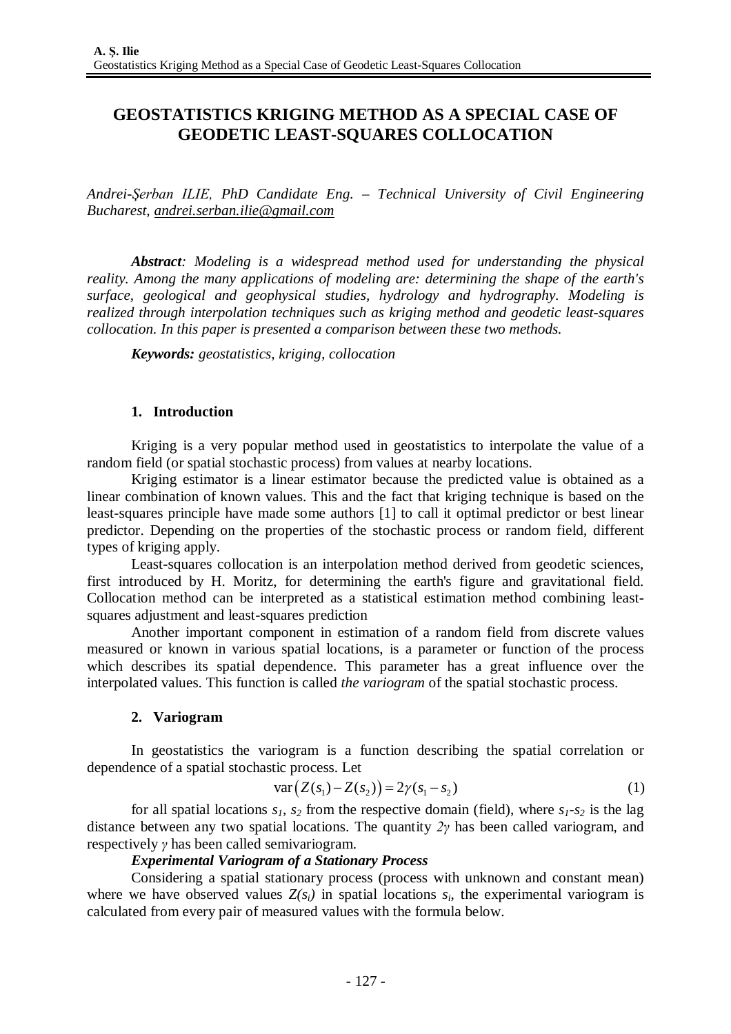# GEOSTATISTICS KRIGING METHOD AS A SPECIAL CASE OF GEODETIC LEAST-SQUARES COLLOCATION

*Andrei-Şerban ILIE, PhD Candidate Eng. – Technical University of Civil Engineering Bucharest, andrei.serban.ilie@gmail.com*

***Abstract**: Modeling is a widespread method used for understanding the physical reality. Among the many applications of modeling are: determining the shape of the earth's surface, geological and geophysical studies, hydrology and hydrography. Modeling is realized through interpolation techniques such as kriging method and geodetic least-squares collocation. In this paper is presented a comparison between these two methods.*

***Keywords:** geostatistics, kriging, collocation*

## 1. Introduction

Kriging is a very popular method used in geostatistics to interpolate the value of a random field (or spatial stochastic process) from values at nearby locations.

Kriging estimator is a linear estimator because the predicted value is obtained as a linear combination of known values. This and the fact that kriging technique is based on the least-squares principle have made some authors [1] to call it optimal predictor or best linear predictor. Depending on the properties of the stochastic process or random field, different types of kriging apply.

Least-squares collocation is an interpolation method derived from geodetic sciences, first introduced by H. Moritz, for determining the earth's figure and gravitational field. Collocation method can be interpreted as a statistical estimation method combining least-squares adjustment and least-squares prediction

Another important component in estimation of a random field from discrete values measured or known in various spatial locations, is a parameter or function of the process which describes its spatial dependence. This parameter has a great influence over the interpolated values. This function is called *the variogram* of the spatial stochastic process.

## 2. Variogram

In geostatistics the variogram is a function describing the spatial correlation or dependence of a spatial stochastic process. Let

$$\mathrm{var}\left(Z(s_1) - Z(s_2)\right) = 2\gamma(s_1 - s_2) \tag{1}$$

for all spatial locations $s_1$, $s_2$ from the respective domain (field), where $s_1$-$s_2$ is the lag distance between any two spatial locations. The quantity $2\gamma$ has been called variogram, and respectively $\gamma$ has been called semivariogram.

***Experimental Variogram of a Stationary Process***

Considering a spatial stationary process (process with unknown and constant mean) where we have observed values $Z(s_i)$ in spatial locations $s_i$, the experimental variogram is calculated from every pair of measured values with the formula below.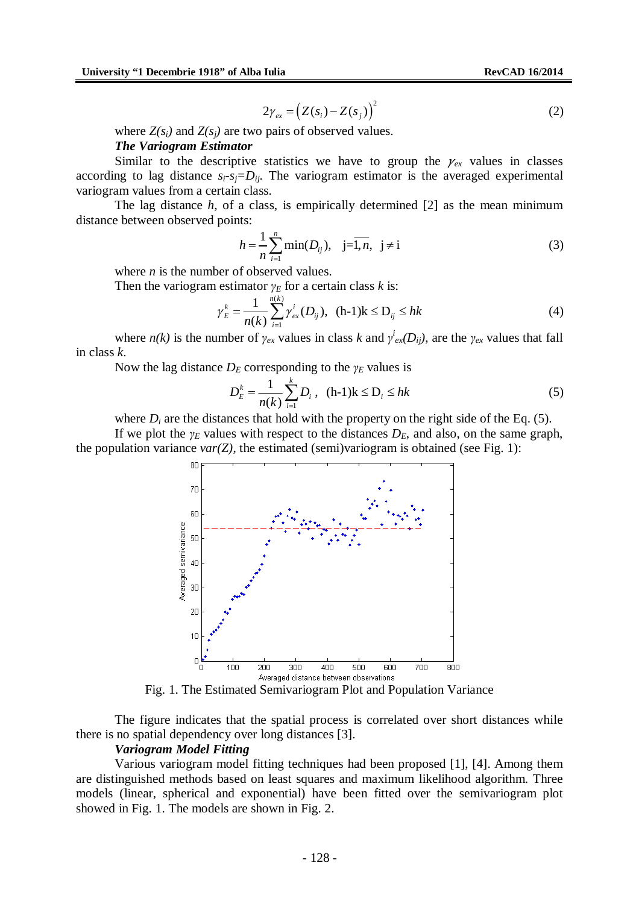$$2\gamma_{ex} = \left(Z(s_i) - Z(s_j)\right)^2 \tag{2}$$

where $Z(s_i)$ and $Z(s_j)$ are two pairs of observed values.

***The Variogram Estimator***

Similar to the descriptive statistics we have to group the $\gamma_{ex}$ values in classes according to lag distance $s_i$-$s_j$=$D_{ij}$. The variogram estimator is the averaged experimental variogram values from a certain class.

The lag distance *h*, of a class, is empirically determined [2] as the mean minimum distance between observed points:

$$h = \frac{1}{n}\sum_{i=1}^{n}\min(D_{ij}), \quad \text{j}=\overline{1,n}, \ \ \text{j} \neq \text{i} \tag{3}$$

where *n* is the number of observed values.

Then the variogram estimator $\gamma_E$ for a certain class *k* is:

$$\gamma_E^k = \frac{1}{n(k)}\sum_{i=1}^{n(k)}\gamma_{ex}^i(D_{ij}), \ \ (\text{h-1})\text{k} \leq \text{D}_{ij} \leq hk \tag{4}$$

where $n(k)$ is the number of $\gamma_{ex}$ values in class *k* and $\gamma^i_{ex}(D_{ij})$, are the $\gamma_{ex}$ values that fall in class *k*.

Now the lag distance $D_E$ corresponding to the $\gamma_E$ values is

$$D_E^k = \frac{1}{n(k)}\sum_{i=1}^{k}D_i\,, \ \ (\text{h-1})\text{k} \leq \text{D}_i \leq hk \tag{5}$$

where $D_i$ are the distances that hold with the property on the right side of the Eq. (5).

If we plot the $\gamma_E$ values with respect to the distances $D_E$, and also, on the same graph, the population variance $var(Z)$, the estimated (semi)variogram is obtained (see Fig. 1):

Fig. 1. The Estimated Semivariogram Plot and Population Variance

The figure indicates that the spatial process is correlated over short distances while there is no spatial dependency over long distances [3].

***Variogram Model Fitting***

Various variogram model fitting techniques had been proposed [1], [4]. Among them are distinguished methods based on least squares and maximum likelihood algorithm. Three models (linear, spherical and exponential) have been fitted over the semivariogram plot showed in Fig. 1. The models are shown in Fig. 2.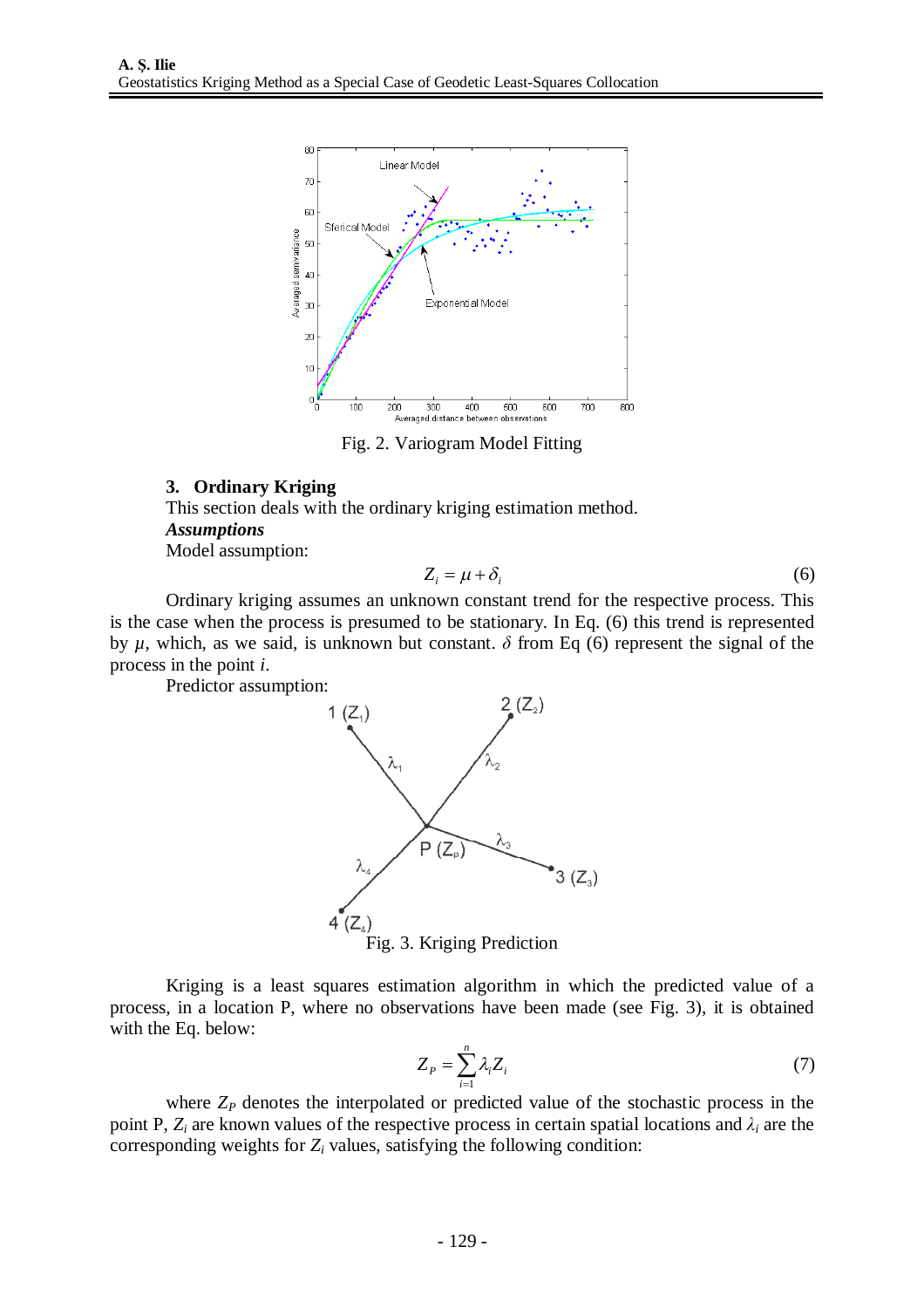Fig. 2. Variogram Model Fitting

### 3. Ordinary Kriging

This section deals with the ordinary kriging estimation method.

***Assumptions***

Model assumption:

$$Z_i = \mu + \delta_i \tag{6}$$

Ordinary kriging assumes an unknown constant trend for the respective process. This is the case when the process is presumed to be stationary. In Eq. (6) this trend is represented by $\mu$, which, as we said, is unknown but constant. $\delta$ from Eq (6) represent the signal of the process in the point $i$.

Predictor assumption:

Fig. 3. Kriging Prediction

Kriging is a least squares estimation algorithm in which the predicted value of a process, in a location P, where no observations have been made (see Fig. 3), it is obtained with the Eq. below:

$$Z_P = \sum_{i=1}^{n} \lambda_i Z_i \tag{7}$$

where $Z_P$ denotes the interpolated or predicted value of the stochastic process in the point P, $Z_i$ are known values of the respective process in certain spatial locations and $\lambda_i$ are the corresponding weights for $Z_i$ values, satisfying the following condition: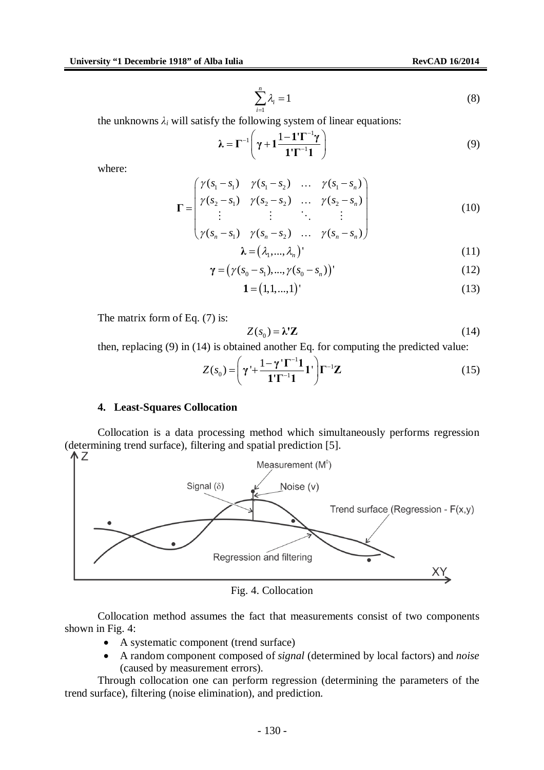$$\sum_{i=1}^{n} \lambda_i = 1 \tag{8}$$

the unknowns $\lambda_i$ will satisfy the following system of linear equations:

$$\boldsymbol{\lambda} = \boldsymbol{\Gamma}^{-1}\left(\boldsymbol{\gamma} + \mathbf{1}\frac{1-\mathbf{1}'\boldsymbol{\Gamma}^{-1}\boldsymbol{\gamma}}{\mathbf{1}'\boldsymbol{\Gamma}^{-1}\mathbf{1}}\right) \tag{9}$$

where:

$$\boldsymbol{\Gamma} = \begin{pmatrix} \gamma(s_1 - s_1) & \gamma(s_1 - s_2) & \dots & \gamma(s_1 - s_n) \\ \gamma(s_2 - s_1) & \gamma(s_2 - s_2) & \dots & \gamma(s_2 - s_n) \\ \vdots & \vdots & \ddots & \vdots \\ \gamma(s_n - s_1) & \gamma(s_n - s_2) & \dots & \gamma(s_n - s_n) \end{pmatrix} \tag{10}$$

$$\boldsymbol{\lambda} = (\lambda_1, ..., \lambda_n)' \tag{11}$$

$$\boldsymbol{\gamma} = (\gamma(s_0 - s_1), ..., \gamma(s_0 - s_n))' \tag{12}$$

$$\mathbf{1} = (1, 1, ..., 1)' \tag{13}$$

The matrix form of Eq. (7) is:

$$Z(s_0) = \boldsymbol{\lambda}'\mathbf{Z} \tag{14}$$

then, replacing (9) in (14) is obtained another Eq. for computing the predicted value:

$$Z(s_0) = \left(\boldsymbol{\gamma}' + \frac{1-\boldsymbol{\gamma}'\boldsymbol{\Gamma}^{-1}\mathbf{1}}{\mathbf{1}'\boldsymbol{\Gamma}^{-1}\mathbf{1}}\mathbf{1}'\right)\boldsymbol{\Gamma}^{-1}\mathbf{Z} \tag{15}$$

## 4. Least-Squares Collocation

Collocation is a data processing method which simultaneously performs regression (determining trend surface), filtering and spatial prediction [5].

Fig. 4. Collocation

Collocation method assumes the fact that measurements consist of two components shown in Fig. 4:

- A systematic component (trend surface)
- A random component composed of *signal* (determined by local factors) and *noise* (caused by measurement errors).

Through collocation one can perform regression (determining the parameters of the trend surface), filtering (noise elimination), and prediction.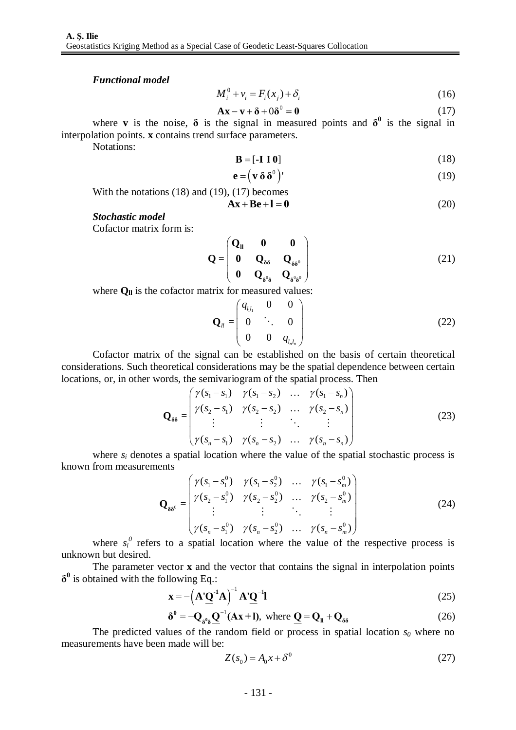***Functional model***

$$M_i^0 + v_i = F_i(x_j) + \delta_i \tag{16}$$

$$\mathbf{Ax} - \mathbf{v} + \boldsymbol{\delta} + 0\boldsymbol{\delta}^0 = \mathbf{0} \tag{17}$$

where $\mathbf{v}$ is the noise, $\boldsymbol{\delta}$ is the signal in measured points and $\boldsymbol{\delta}^{\mathbf{0}}$ is the signal in interpolation points. $\mathbf{x}$ contains trend surface parameters.

Notations:

$$\mathbf{B} = [\mathbf{-I\ I\ 0}] \tag{18}$$

$$\mathbf{e} = \left(\mathbf{v}\ \boldsymbol{\delta}\ \boldsymbol{\delta}^0\right)' \tag{19}$$

With the notations (18) and (19), (17) becomes

$$\mathbf{Ax} + \mathbf{Be} + \mathbf{l} = \mathbf{0} \tag{20}$$

***Stochastic model***

Cofactor matrix form is:

$$\mathbf{Q} = \begin{pmatrix} \mathbf{Q_{ll}} & \mathbf{0} & \mathbf{0} \\ \mathbf{0} & \mathbf{Q}_{\boldsymbol{\delta\delta}} & \mathbf{Q}_{\boldsymbol{\delta\delta}^0} \\ \mathbf{0} & \mathbf{Q}_{\boldsymbol{\delta}^0\boldsymbol{\delta}} & \mathbf{Q}_{\boldsymbol{\delta}^0\boldsymbol{\delta}^0} \end{pmatrix} \tag{21}$$

where $\mathbf{Q_{ll}}$ is the cofactor matrix for measured values:

$$\mathbf{Q}_{ll} = \begin{pmatrix} q_{l_1 l_1} & 0 & 0 \\ 0 & \ddots & 0 \\ 0 & 0 & q_{l_n l_n} \end{pmatrix} \tag{22}$$

Cofactor matrix of the signal can be established on the basis of certain theoretical considerations. Such theoretical considerations may be the spatial dependence between certain locations, or, in other words, the semivariogram of the spatial process. Then

$$\mathbf{Q}_{\boldsymbol{\delta\delta}} = \begin{pmatrix} \gamma(s_1 - s_1) & \gamma(s_1 - s_2) & \dots & \gamma(s_1 - s_n) \\ \gamma(s_2 - s_1) & \gamma(s_2 - s_2) & \dots & \gamma(s_2 - s_n) \\ \vdots & \vdots & \ddots & \vdots \\ \gamma(s_n - s_1) & \gamma(s_n - s_2) & \dots & \gamma(s_n - s_n) \end{pmatrix} \tag{23}$$

where $s_i$ denotes a spatial location where the value of the spatial stochastic process is known from measurements

$$\mathbf{Q}_{\boldsymbol{\delta\delta}^0} = \begin{pmatrix} \gamma(s_1 - s_1^0) & \gamma(s_1 - s_2^0) & \dots & \gamma(s_1 - s_m^0) \\ \gamma(s_2 - s_1^0) & \gamma(s_2 - s_2^0) & \dots & \gamma(s_2 - s_m^0) \\ \vdots & \vdots & \ddots & \vdots \\ \gamma(s_n - s_1^0) & \gamma(s_n - s_2^0) & \dots & \gamma(s_n - s_m^0) \end{pmatrix} \tag{24}$$

where $s_i^0$ refers to a spatial location where the value of the respective process is unknown but desired.

The parameter vector $\mathbf{x}$ and the vector that contains the signal in interpolation points $\boldsymbol{\delta}^{\mathbf{0}}$ is obtained with the following Eq.:

$$\mathbf{x} = -\left(\mathbf{A}'\underline{\mathbf{Q}}^{-1}\mathbf{A}\right)^{-1}\mathbf{A}'\underline{\mathbf{Q}}^{-1}\mathbf{l} \tag{25}$$

$$\boldsymbol{\delta}^{\mathbf{0}} = -\mathbf{Q}_{\boldsymbol{\delta}^0\boldsymbol{\delta}}\underline{\mathbf{Q}}^{-1}(\mathbf{Ax} + \mathbf{l}), \text{ where } \underline{\mathbf{Q}} = \mathbf{Q_{ll}} + \mathbf{Q}_{\boldsymbol{\delta\delta}} \tag{26}$$

The predicted values of the random field or process in spatial location $s_0$ where no measurements have been made will be:

$$Z(s_0) = A_0 x + \delta^0 \tag{27}$$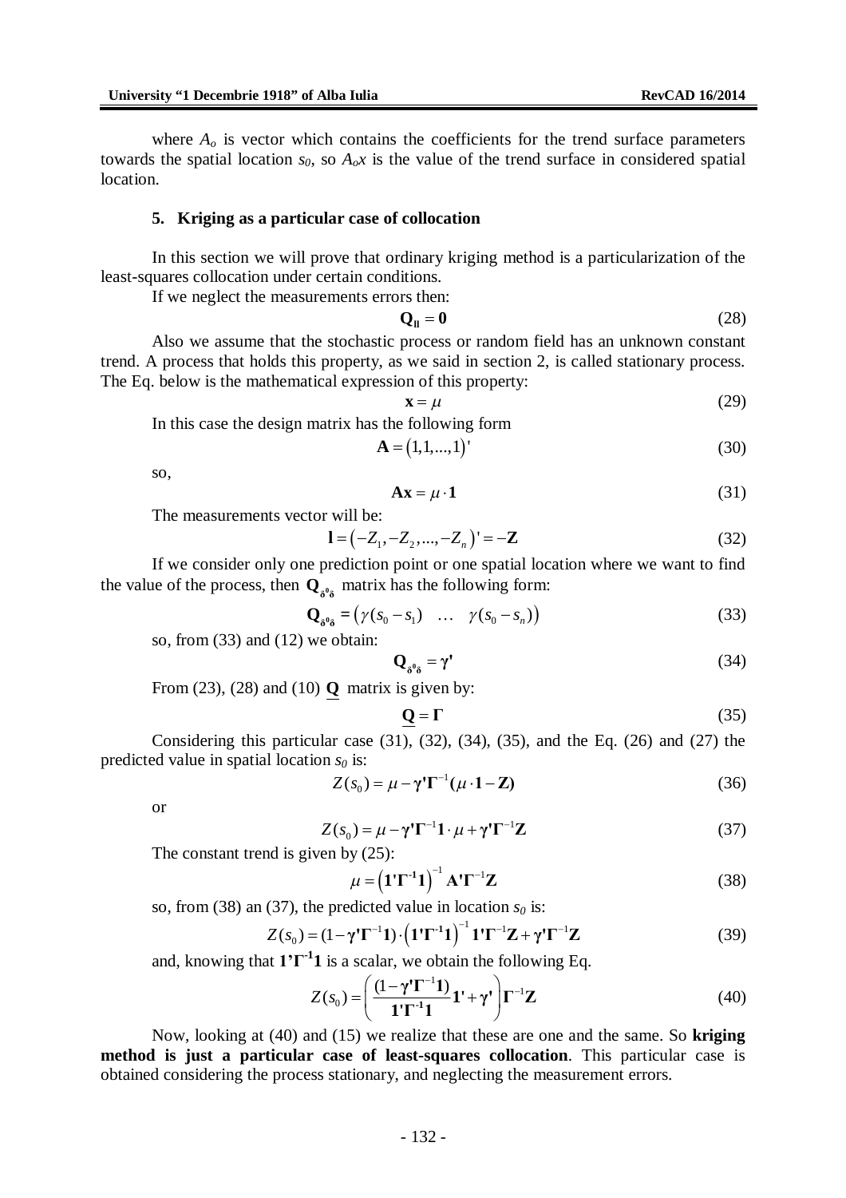where $A_o$ is vector which contains the coefficients for the trend surface parameters towards the spatial location $s_0$, so $A_o x$ is the value of the trend surface in considered spatial location.

## 5. Kriging as a particular case of collocation

In this section we will prove that ordinary kriging method is a particularization of the least-squares collocation under certain conditions.

If we neglect the measurements errors then:

$$\mathbf{Q_{ll}} = \mathbf{0} \tag{28}$$

Also we assume that the stochastic process or random field has an unknown constant trend. A process that holds this property, as we said in section 2, is called stationary process. The Eq. below is the mathematical expression of this property:

$$\mathbf{x} = \mu \tag{29}$$

In this case the design matrix has the following form

$$\mathbf{A} = (1,1,...,1)' \tag{30}$$

so,

$$\mathbf{Ax} = \mu \cdot \mathbf{1} \tag{31}$$

The measurements vector will be:

$$\mathbf{l} = (-Z_1, -Z_2, ..., -Z_n)' = -\mathbf{Z} \tag{32}$$

If we consider only one prediction point or one spatial location where we want to find the value of the process, then $\mathbf{Q_{\delta^0\delta}}$ matrix has the following form:

$$\mathbf{Q_{\delta^0\delta}} = \left(\gamma(s_0 - s_1) \quad \dots \quad \gamma(s_0 - s_n)\right) \tag{33}$$

so, from (33) and (12) we obtain:

$$\mathbf{Q_{\delta^0\delta}} = \boldsymbol{\gamma}' \tag{34}$$

From (23), (28) and (10) $\underline{\mathbf{Q}}$ matrix is given by:

$$\underline{\mathbf{Q}} = \boldsymbol{\Gamma} \tag{35}$$

Considering this particular case (31), (32), (34), (35), and the Eq. (26) and (27) the predicted value in spatial location $s_0$ is:

$$Z(s_0) = \mu - \boldsymbol{\gamma}'\boldsymbol{\Gamma}^{-1}(\mu \cdot \mathbf{1} - \mathbf{Z}) \tag{36}$$

or

$$Z(s_0) = \mu - \boldsymbol{\gamma}'\boldsymbol{\Gamma}^{-1}\mathbf{1} \cdot \mu + \boldsymbol{\gamma}'\boldsymbol{\Gamma}^{-1}\mathbf{Z} \tag{37}$$

The constant trend is given by (25):

$$\mu = \left(\mathbf{1}'\boldsymbol{\Gamma}^{-1}\mathbf{1}\right)^{-1} \mathbf{A}'\boldsymbol{\Gamma}^{-1}\mathbf{Z} \tag{38}$$

so, from (38) an (37), the predicted value in location $s_0$ is:

$$Z(s_0) = (1 - \boldsymbol{\gamma}'\boldsymbol{\Gamma}^{-1}\mathbf{1}) \cdot \left(\mathbf{1}'\boldsymbol{\Gamma}^{-1}\mathbf{1}\right)^{-1} \mathbf{1}'\boldsymbol{\Gamma}^{-1}\mathbf{Z} + \boldsymbol{\gamma}'\boldsymbol{\Gamma}^{-1}\mathbf{Z} \tag{39}$$

and, knowing that $\mathbf{1}'\boldsymbol{\Gamma}^{-1}\mathbf{1}$ is a scalar, we obtain the following Eq.

$$Z(s_0) = \left( \frac{(1 - \boldsymbol{\gamma}'\boldsymbol{\Gamma}^{-1}\mathbf{1})}{\mathbf{1}'\boldsymbol{\Gamma}^{-1}\mathbf{1}} \mathbf{1}' + \boldsymbol{\gamma}' \right) \boldsymbol{\Gamma}^{-1}\mathbf{Z} \tag{40}$$

Now, looking at (40) and (15) we realize that these are one and the same. So **kriging method is just a particular case of least-squares collocation**. This particular case is obtained considering the process stationary, and neglecting the measurement errors.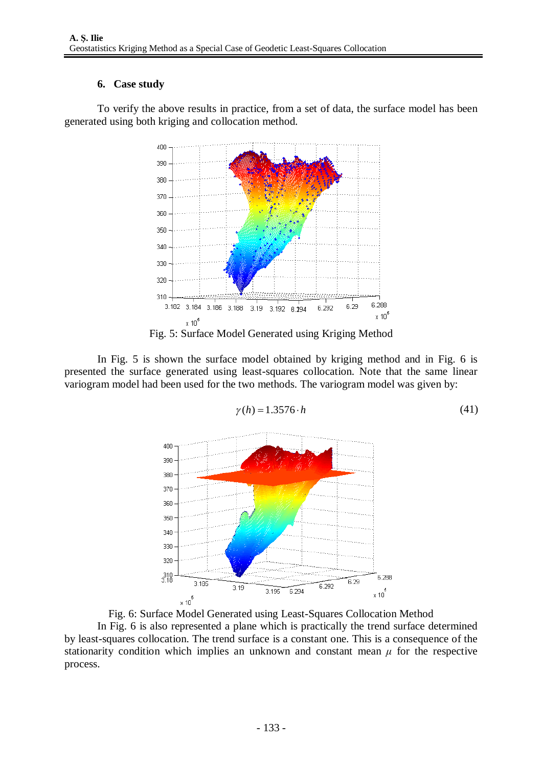## 6. Case study

To verify the above results in practice, from a set of data, the surface model has been generated using both kriging and collocation method.

Fig. 5: Surface Model Generated using Kriging Method

In Fig. 5 is shown the surface model obtained by kriging method and in Fig. 6 is presented the surface generated using least-squares collocation. Note that the same linear variogram model had been used for the two methods. The variogram model was given by:

$$\gamma(h) = 1.3576 \cdot h \tag{41}$$

Fig. 6: Surface Model Generated using Least-Squares Collocation Method

In Fig. 6 is also represented a plane which is practically the trend surface determined by least-squares collocation. The trend surface is a constant one. This is a consequence of the stationarity condition which implies an unknown and constant mean $\mu$ for the respective process.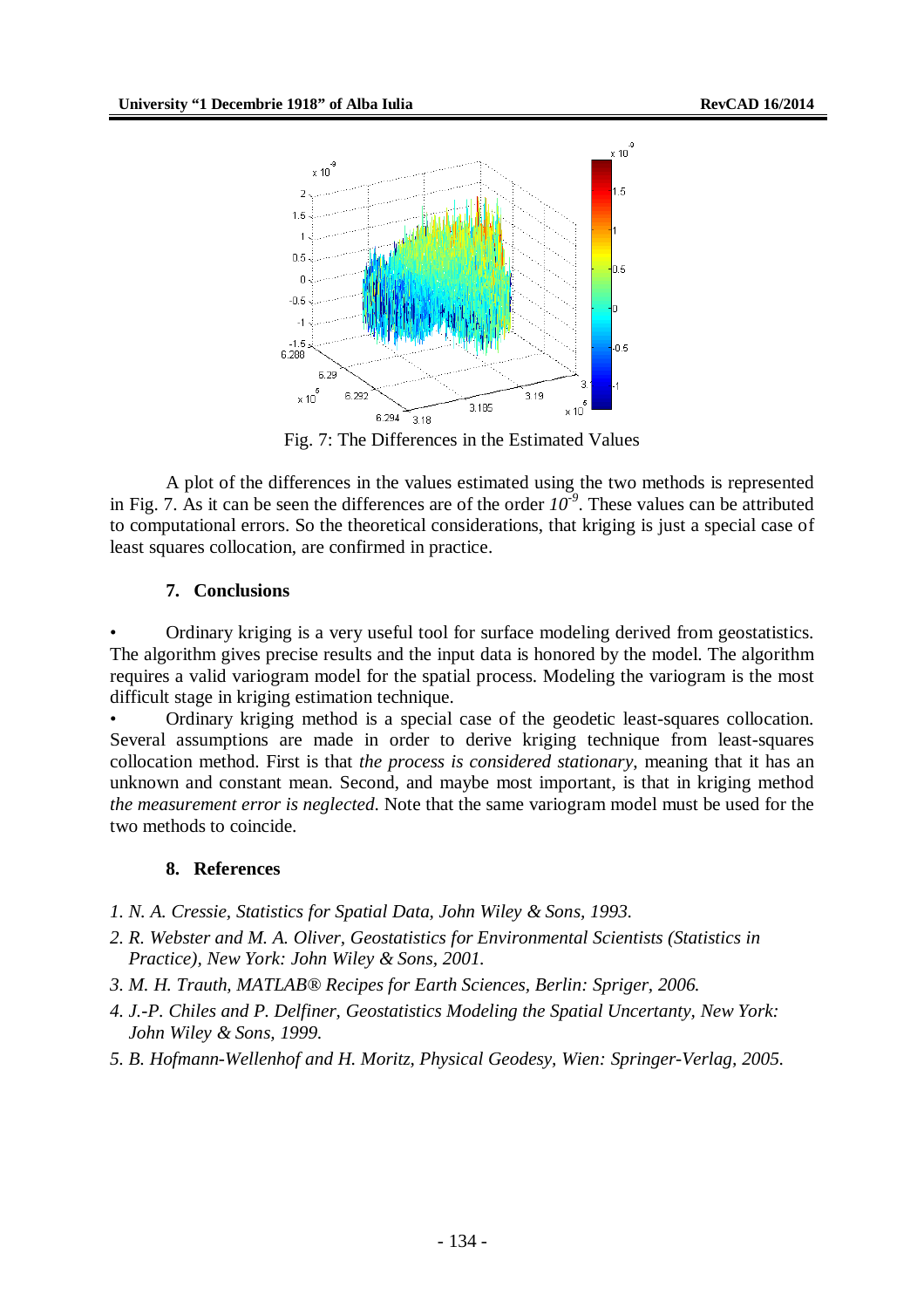x 10^-9

2

1.5

1

0.5

0

-0.5

-1

-1.5

6.288

6.29

6.292

6.294

x 10^5

3.18

3.185

3.19

3

x 10^5

x 10^-9

1.5

1

0.5

0

-0.5

-1

Fig. 7: The Differences in the Estimated Values

A plot of the differences in the values estimated using the two methods is represented in Fig. 7. As it can be seen the differences are of the order $10^{-9}$. These values can be attributed to computational errors. So the theoretical considerations, that kriging is just a special case of least squares collocation, are confirmed in practice.

## 7. Conclusions

- Ordinary kriging is a very useful tool for surface modeling derived from geostatistics. The algorithm gives precise results and the input data is honored by the model. The algorithm requires a valid variogram model for the spatial process. Modeling the variogram is the most difficult stage in kriging estimation technique.
- Ordinary kriging method is a special case of the geodetic least-squares collocation. Several assumptions are made in order to derive kriging technique from least-squares collocation method. First is that *the process is considered stationary*, meaning that it has an unknown and constant mean. Second, and maybe most important, is that in kriging method *the measurement error is neglected*. Note that the same variogram model must be used for the two methods to coincide.

## 8. References

1. *N. A. Cressie, Statistics for Spatial Data, John Wiley & Sons, 1993.*
2. *R. Webster and M. A. Oliver, Geostatistics for Environmental Scientists (Statistics in Practice), New York: John Wiley & Sons, 2001.*
3. *M. H. Trauth, MATLAB® Recipes for Earth Sciences, Berlin: Spriger, 2006.*
4. *J.-P. Chiles and P. Delfiner, Geostatistics Modeling the Spatial Uncertanty, New York: John Wiley & Sons, 1999.*
5. *B. Hofmann-Wellenhof and H. Moritz, Physical Geodesy, Wien: Springer-Verlag, 2005.*